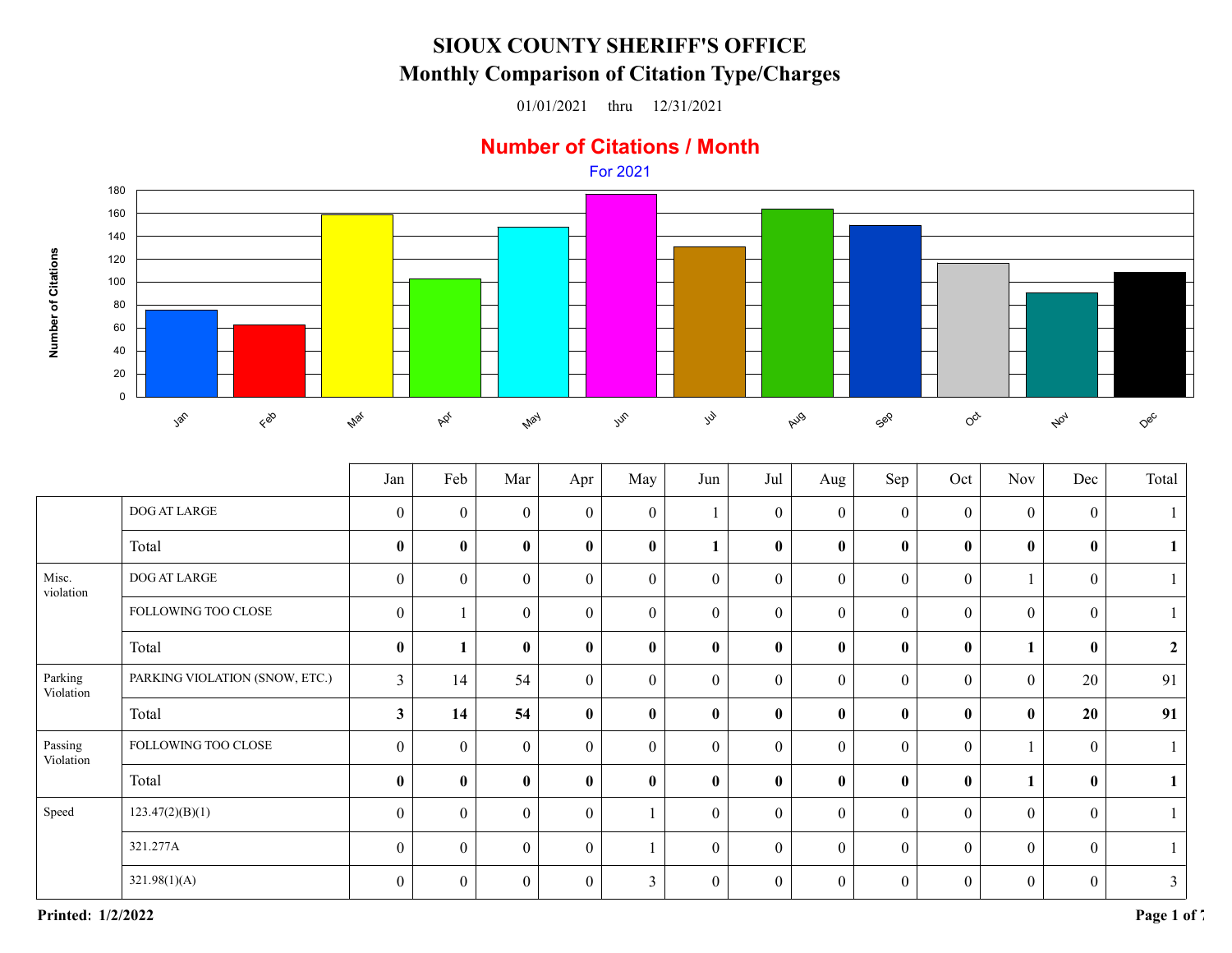# SIOUX COUNTY SHERIFF'S OFFICE
## Monthly Comparison of Citation Type/Charges

01/01/2021 thru 12/31/2021

**Number of Citations / Month**

For 2021

| | | Jan | Feb | Mar | Apr | May | Jun | Jul | Aug | Sep | Oct | Nov | Dec | Total |
|---|---|---|---|---|---|---|---|---|---|---|---|---|---|---|
| | DOG AT LARGE | 0 | 0 | 0 | 0 | 0 | 1 | 0 | 0 | 0 | 0 | 0 | 0 | 1 |
| | Total | **0** | **0** | **0** | **0** | **0** | **1** | **0** | **0** | **0** | **0** | **0** | **0** | **1** |
| Misc. violation | DOG AT LARGE | 0 | 0 | 0 | 0 | 0 | 0 | 0 | 0 | 0 | 0 | 1 | 0 | 1 |
| | FOLLOWING TOO CLOSE | 0 | 1 | 0 | 0 | 0 | 0 | 0 | 0 | 0 | 0 | 0 | 0 | 1 |
| | Total | **0** | **1** | **0** | **0** | **0** | **0** | **0** | **0** | **0** | **0** | **1** | **0** | **2** |
| Parking Violation | PARKING VIOLATION (SNOW, ETC.) | 3 | 14 | 54 | 0 | 0 | 0 | 0 | 0 | 0 | 0 | 0 | 20 | 91 |
| | Total | **3** | **14** | **54** | **0** | **0** | **0** | **0** | **0** | **0** | **0** | **0** | **20** | **91** |
| Passing Violation | FOLLOWING TOO CLOSE | 0 | 0 | 0 | 0 | 0 | 0 | 0 | 0 | 0 | 0 | 1 | 0 | 1 |
| | Total | **0** | **0** | **0** | **0** | **0** | **0** | **0** | **0** | **0** | **0** | **1** | **0** | **1** |
| Speed | 123.47(2)(B)(1) | 0 | 0 | 0 | 0 | 1 | 0 | 0 | 0 | 0 | 0 | 0 | 0 | 1 |
| | 321.277A | 0 | 0 | 0 | 0 | 1 | 0 | 0 | 0 | 0 | 0 | 0 | 0 | 1 |
| | 321.98(1)(A) | 0 | 0 | 0 | 0 | 3 | 0 | 0 | 0 | 0 | 0 | 0 | 0 | 3 |

**Printed: 1/2/2022**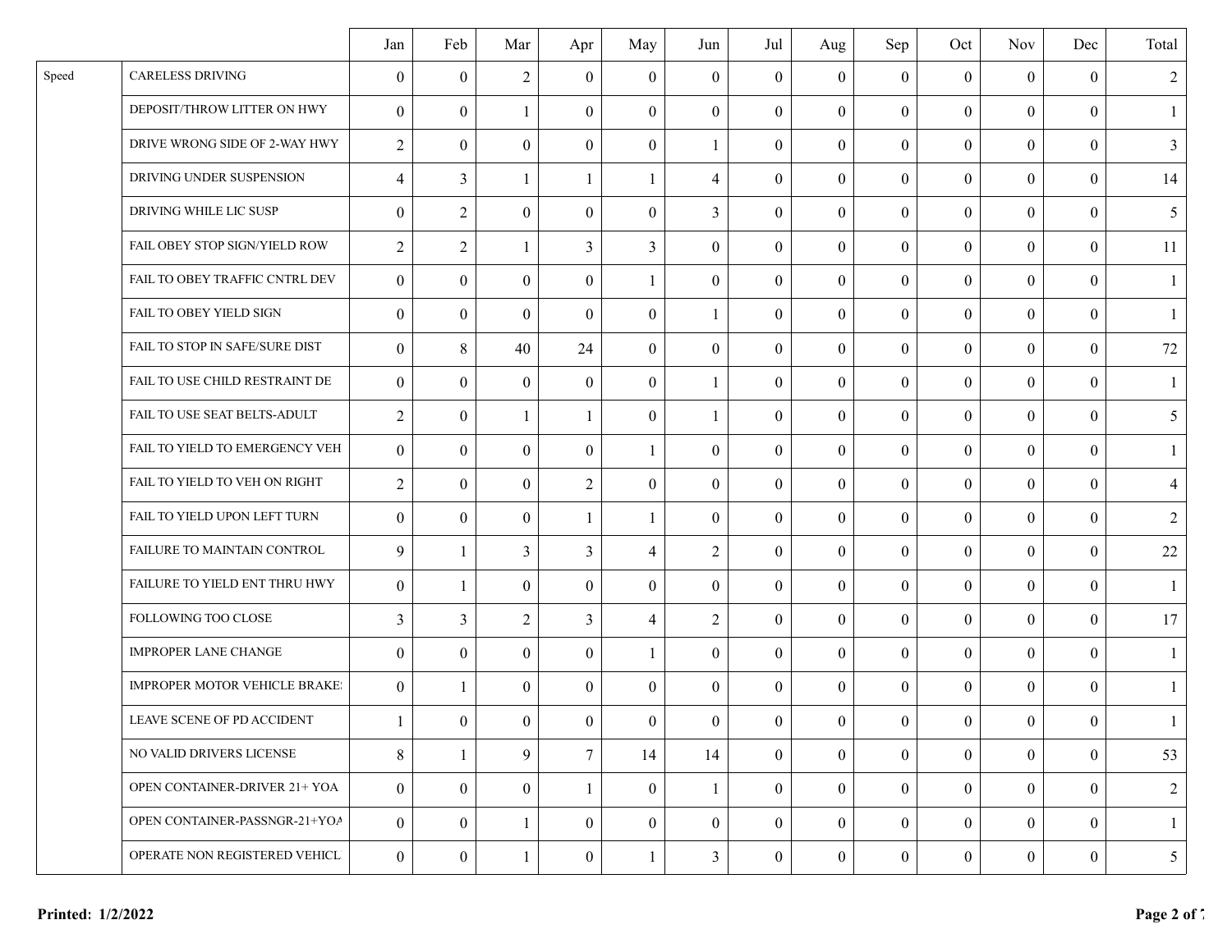| | | Jan | Feb | Mar | Apr | May | Jun | Jul | Aug | Sep | Oct | Nov | Dec | Total |
|---|---|---|---|---|---|---|---|---|---|---|---|---|---|---|
| Speed | CARELESS DRIVING | 0 | 0 | 2 | 0 | 0 | 0 | 0 | 0 | 0 | 0 | 0 | 0 | 2 |
| | DEPOSIT/THROW LITTER ON HWY | 0 | 0 | 1 | 0 | 0 | 0 | 0 | 0 | 0 | 0 | 0 | 0 | 1 |
| | DRIVE WRONG SIDE OF 2-WAY HWY | 2 | 0 | 0 | 0 | 0 | 1 | 0 | 0 | 0 | 0 | 0 | 0 | 3 |
| | DRIVING UNDER SUSPENSION | 4 | 3 | 1 | 1 | 1 | 4 | 0 | 0 | 0 | 0 | 0 | 0 | 14 |
| | DRIVING WHILE LIC SUSP | 0 | 2 | 0 | 0 | 0 | 3 | 0 | 0 | 0 | 0 | 0 | 0 | 5 |
| | FAIL OBEY STOP SIGN/YIELD ROW | 2 | 2 | 1 | 3 | 3 | 0 | 0 | 0 | 0 | 0 | 0 | 0 | 11 |
| | FAIL TO OBEY TRAFFIC CNTRL DEV | 0 | 0 | 0 | 0 | 1 | 0 | 0 | 0 | 0 | 0 | 0 | 0 | 1 |
| | FAIL TO OBEY YIELD SIGN | 0 | 0 | 0 | 0 | 0 | 1 | 0 | 0 | 0 | 0 | 0 | 0 | 1 |
| | FAIL TO STOP IN SAFE/SURE DIST | 0 | 8 | 40 | 24 | 0 | 0 | 0 | 0 | 0 | 0 | 0 | 0 | 72 |
| | FAIL TO USE CHILD RESTRAINT DE | 0 | 0 | 0 | 0 | 0 | 1 | 0 | 0 | 0 | 0 | 0 | 0 | 1 |
| | FAIL TO USE SEAT BELTS-ADULT | 2 | 0 | 1 | 1 | 0 | 1 | 0 | 0 | 0 | 0 | 0 | 0 | 5 |
| | FAIL TO YIELD TO EMERGENCY VEH | 0 | 0 | 0 | 0 | 1 | 0 | 0 | 0 | 0 | 0 | 0 | 0 | 1 |
| | FAIL TO YIELD TO VEH ON RIGHT | 2 | 0 | 0 | 2 | 0 | 0 | 0 | 0 | 0 | 0 | 0 | 0 | 4 |
| | FAIL TO YIELD UPON LEFT TURN | 0 | 0 | 0 | 1 | 1 | 0 | 0 | 0 | 0 | 0 | 0 | 0 | 2 |
| | FAILURE TO MAINTAIN CONTROL | 9 | 1 | 3 | 3 | 4 | 2 | 0 | 0 | 0 | 0 | 0 | 0 | 22 |
| | FAILURE TO YIELD ENT THRU HWY | 0 | 1 | 0 | 0 | 0 | 0 | 0 | 0 | 0 | 0 | 0 | 0 | 1 |
| | FOLLOWING TOO CLOSE | 3 | 3 | 2 | 3 | 4 | 2 | 0 | 0 | 0 | 0 | 0 | 0 | 17 |
| | IMPROPER LANE CHANGE | 0 | 0 | 0 | 0 | 1 | 0 | 0 | 0 | 0 | 0 | 0 | 0 | 1 |
| | IMPROPER MOTOR VEHICLE BRAKE! | 0 | 1 | 0 | 0 | 0 | 0 | 0 | 0 | 0 | 0 | 0 | 0 | 1 |
| | LEAVE SCENE OF PD ACCIDENT | 1 | 0 | 0 | 0 | 0 | 0 | 0 | 0 | 0 | 0 | 0 | 0 | 1 |
| | NO VALID DRIVERS LICENSE | 8 | 1 | 9 | 7 | 14 | 14 | 0 | 0 | 0 | 0 | 0 | 0 | 53 |
| | OPEN CONTAINER-DRIVER 21+ YOA | 0 | 0 | 0 | 1 | 0 | 1 | 0 | 0 | 0 | 0 | 0 | 0 | 2 |
| | OPEN CONTAINER-PASSNGR-21+YOA | 0 | 0 | 1 | 0 | 0 | 0 | 0 | 0 | 0 | 0 | 0 | 0 | 1 |
| | OPERATE NON REGISTERED VEHICL | 0 | 0 | 1 | 0 | 1 | 3 | 0 | 0 | 0 | 0 | 0 | 0 | 5 |

**Printed: 1/2/2022**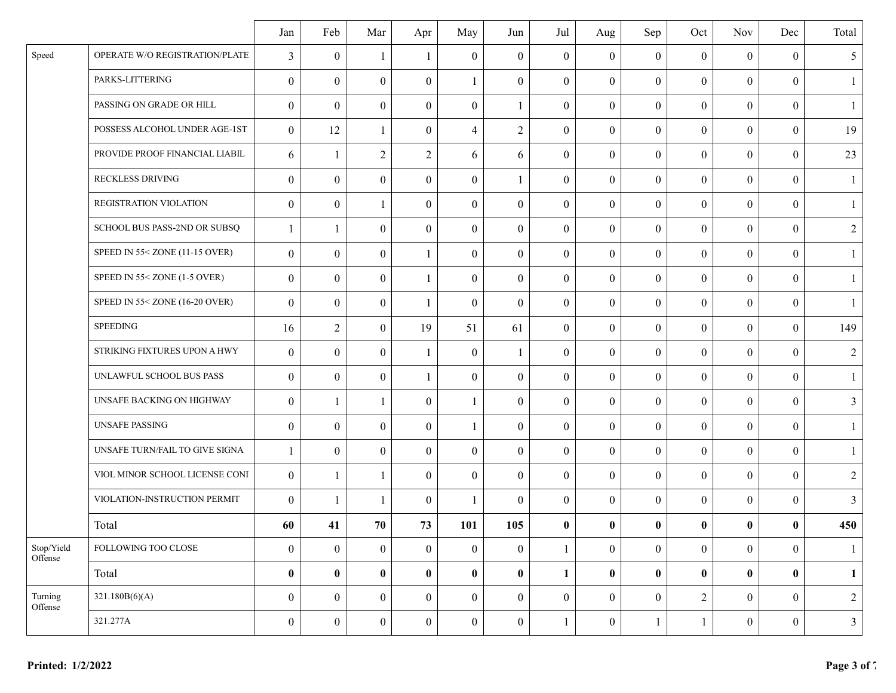| | | Jan | Feb | Mar | Apr | May | Jun | Jul | Aug | Sep | Oct | Nov | Dec | Total |
|---|---|---|---|---|---|---|---|---|---|---|---|---|---|---|
| Speed | OPERATE W/O REGISTRATION/PLATE | 3 | 0 | 1 | 1 | 0 | 0 | 0 | 0 | 0 | 0 | 0 | 0 | 5 |
| | PARKS-LITTERING | 0 | 0 | 0 | 0 | 1 | 0 | 0 | 0 | 0 | 0 | 0 | 0 | 1 |
| | PASSING ON GRADE OR HILL | 0 | 0 | 0 | 0 | 0 | 1 | 0 | 0 | 0 | 0 | 0 | 0 | 1 |
| | POSSESS ALCOHOL UNDER AGE-1ST | 0 | 12 | 1 | 0 | 4 | 2 | 0 | 0 | 0 | 0 | 0 | 0 | 19 |
| | PROVIDE PROOF FINANCIAL LIABIL | 6 | 1 | 2 | 2 | 6 | 6 | 0 | 0 | 0 | 0 | 0 | 0 | 23 |
| | RECKLESS DRIVING | 0 | 0 | 0 | 0 | 0 | 1 | 0 | 0 | 0 | 0 | 0 | 0 | 1 |
| | REGISTRATION VIOLATION | 0 | 0 | 1 | 0 | 0 | 0 | 0 | 0 | 0 | 0 | 0 | 0 | 1 |
| | SCHOOL BUS PASS-2ND OR SUBSQ | 1 | 1 | 0 | 0 | 0 | 0 | 0 | 0 | 0 | 0 | 0 | 0 | 2 |
| | SPEED IN 55< ZONE (11-15 OVER) | 0 | 0 | 0 | 1 | 0 | 0 | 0 | 0 | 0 | 0 | 0 | 0 | 1 |
| | SPEED IN 55< ZONE (1-5 OVER) | 0 | 0 | 0 | 1 | 0 | 0 | 0 | 0 | 0 | 0 | 0 | 0 | 1 |
| | SPEED IN 55< ZONE (16-20 OVER) | 0 | 0 | 0 | 1 | 0 | 0 | 0 | 0 | 0 | 0 | 0 | 0 | 1 |
| | SPEEDING | 16 | 2 | 0 | 19 | 51 | 61 | 0 | 0 | 0 | 0 | 0 | 0 | 149 |
| | STRIKING FIXTURES UPON A HWY | 0 | 0 | 0 | 1 | 0 | 1 | 0 | 0 | 0 | 0 | 0 | 0 | 2 |
| | UNLAWFUL SCHOOL BUS PASS | 0 | 0 | 0 | 1 | 0 | 0 | 0 | 0 | 0 | 0 | 0 | 0 | 1 |
| | UNSAFE BACKING ON HIGHWAY | 0 | 1 | 1 | 0 | 1 | 0 | 0 | 0 | 0 | 0 | 0 | 0 | 3 |
| | UNSAFE PASSING | 0 | 0 | 0 | 0 | 1 | 0 | 0 | 0 | 0 | 0 | 0 | 0 | 1 |
| | UNSAFE TURN/FAIL TO GIVE SIGNA | 1 | 0 | 0 | 0 | 0 | 0 | 0 | 0 | 0 | 0 | 0 | 0 | 1 |
| | VIOL MINOR SCHOOL LICENSE CONI | 0 | 1 | 1 | 0 | 0 | 0 | 0 | 0 | 0 | 0 | 0 | 0 | 2 |
| | VIOLATION-INSTRUCTION PERMIT | 0 | 1 | 1 | 0 | 1 | 0 | 0 | 0 | 0 | 0 | 0 | 0 | 3 |
| | Total | **60** | **41** | **70** | **73** | **101** | **105** | **0** | **0** | **0** | **0** | **0** | **0** | **450** |
| Stop/Yield Offense | FOLLOWING TOO CLOSE | 0 | 0 | 0 | 0 | 0 | 0 | 1 | 0 | 0 | 0 | 0 | 0 | 1 |
| | Total | **0** | **0** | **0** | **0** | **0** | **0** | **1** | **0** | **0** | **0** | **0** | **0** | **1** |
| Turning Offense | 321.180B(6)(A) | 0 | 0 | 0 | 0 | 0 | 0 | 0 | 0 | 0 | 2 | 0 | 0 | 2 |
| | 321.277A | 0 | 0 | 0 | 0 | 0 | 0 | 1 | 0 | 1 | 1 | 0 | 0 | 3 |

**Printed: 1/2/2022**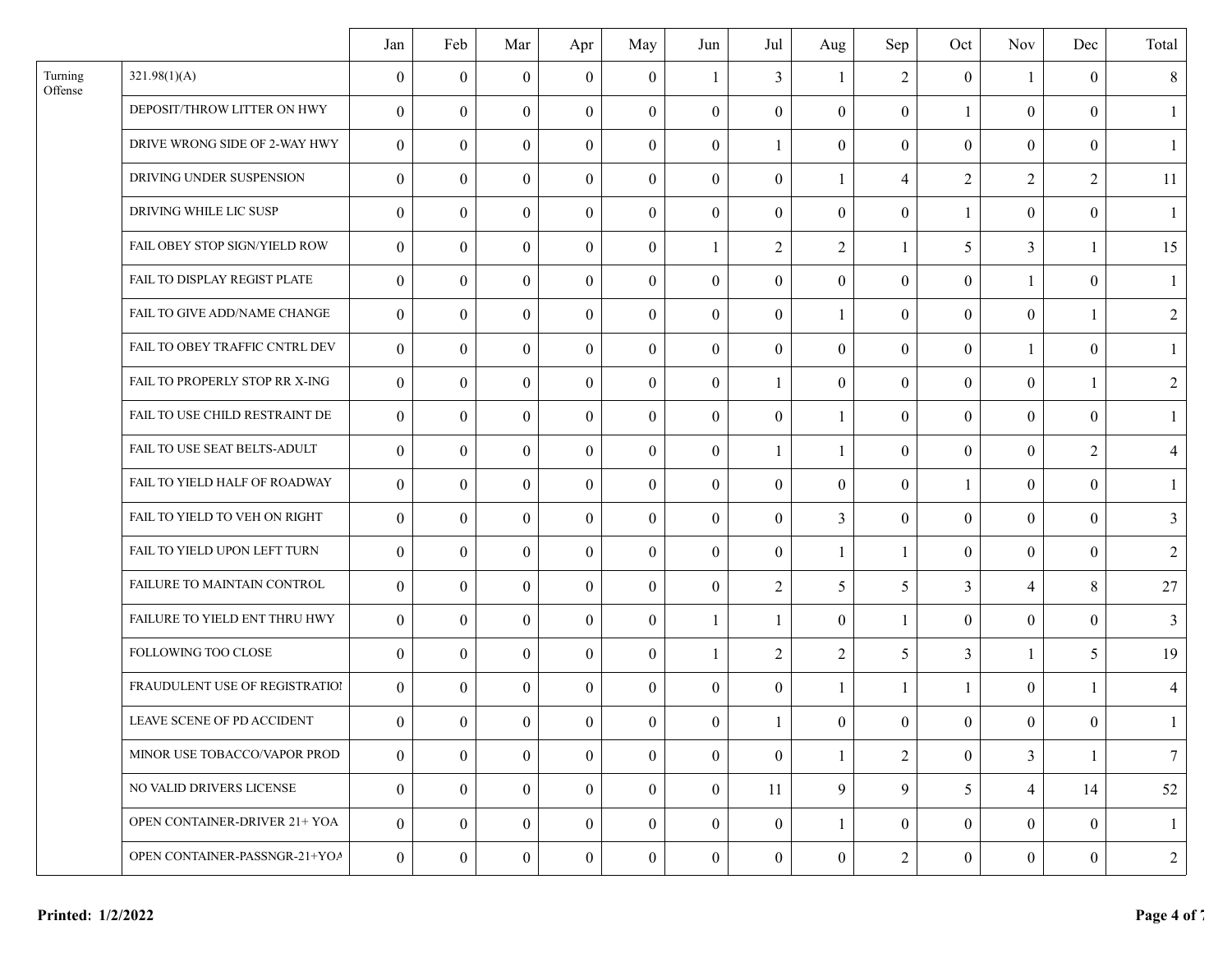| | | Jan | Feb | Mar | Apr | May | Jun | Jul | Aug | Sep | Oct | Nov | Dec | Total |
|---|---|---|---|---|---|---|---|---|---|---|---|---|---|---|
| Turning Offense | 321.98(1)(A) | 0 | 0 | 0 | 0 | 0 | 1 | 3 | 1 | 2 | 0 | 1 | 0 | 8 |
| | DEPOSIT/THROW LITTER ON HWY | 0 | 0 | 0 | 0 | 0 | 0 | 0 | 0 | 0 | 1 | 0 | 0 | 1 |
| | DRIVE WRONG SIDE OF 2-WAY HWY | 0 | 0 | 0 | 0 | 0 | 0 | 1 | 0 | 0 | 0 | 0 | 0 | 1 |
| | DRIVING UNDER SUSPENSION | 0 | 0 | 0 | 0 | 0 | 0 | 0 | 1 | 4 | 2 | 2 | 2 | 11 |
| | DRIVING WHILE LIC SUSP | 0 | 0 | 0 | 0 | 0 | 0 | 0 | 0 | 0 | 1 | 0 | 0 | 1 |
| | FAIL OBEY STOP SIGN/YIELD ROW | 0 | 0 | 0 | 0 | 0 | 1 | 2 | 2 | 1 | 5 | 3 | 1 | 15 |
| | FAIL TO DISPLAY REGIST PLATE | 0 | 0 | 0 | 0 | 0 | 0 | 0 | 0 | 0 | 0 | 1 | 0 | 1 |
| | FAIL TO GIVE ADD/NAME CHANGE | 0 | 0 | 0 | 0 | 0 | 0 | 0 | 1 | 0 | 0 | 0 | 1 | 2 |
| | FAIL TO OBEY TRAFFIC CNTRL DEV | 0 | 0 | 0 | 0 | 0 | 0 | 0 | 0 | 0 | 0 | 1 | 0 | 1 |
| | FAIL TO PROPERLY STOP RR X-ING | 0 | 0 | 0 | 0 | 0 | 0 | 1 | 0 | 0 | 0 | 0 | 1 | 2 |
| | FAIL TO USE CHILD RESTRAINT DE | 0 | 0 | 0 | 0 | 0 | 0 | 0 | 1 | 0 | 0 | 0 | 0 | 1 |
| | FAIL TO USE SEAT BELTS-ADULT | 0 | 0 | 0 | 0 | 0 | 0 | 1 | 1 | 0 | 0 | 0 | 2 | 4 |
| | FAIL TO YIELD HALF OF ROADWAY | 0 | 0 | 0 | 0 | 0 | 0 | 0 | 0 | 0 | 1 | 0 | 0 | 1 |
| | FAIL TO YIELD TO VEH ON RIGHT | 0 | 0 | 0 | 0 | 0 | 0 | 0 | 3 | 0 | 0 | 0 | 0 | 3 |
| | FAIL TO YIELD UPON LEFT TURN | 0 | 0 | 0 | 0 | 0 | 0 | 0 | 1 | 1 | 0 | 0 | 0 | 2 |
| | FAILURE TO MAINTAIN CONTROL | 0 | 0 | 0 | 0 | 0 | 0 | 2 | 5 | 5 | 3 | 4 | 8 | 27 |
| | FAILURE TO YIELD ENT THRU HWY | 0 | 0 | 0 | 0 | 0 | 1 | 1 | 0 | 1 | 0 | 0 | 0 | 3 |
| | FOLLOWING TOO CLOSE | 0 | 0 | 0 | 0 | 0 | 1 | 2 | 2 | 5 | 3 | 1 | 5 | 19 |
| | FRAUDULENT USE OF REGISTRATIOI | 0 | 0 | 0 | 0 | 0 | 0 | 0 | 1 | 1 | 1 | 0 | 1 | 4 |
| | LEAVE SCENE OF PD ACCIDENT | 0 | 0 | 0 | 0 | 0 | 0 | 1 | 0 | 0 | 0 | 0 | 0 | 1 |
| | MINOR USE TOBACCO/VAPOR PROD | 0 | 0 | 0 | 0 | 0 | 0 | 0 | 1 | 2 | 0 | 3 | 1 | 7 |
| | NO VALID DRIVERS LICENSE | 0 | 0 | 0 | 0 | 0 | 0 | 11 | 9 | 9 | 5 | 4 | 14 | 52 |
| | OPEN CONTAINER-DRIVER 21+ YOA | 0 | 0 | 0 | 0 | 0 | 0 | 0 | 1 | 0 | 0 | 0 | 0 | 1 |
| | OPEN CONTAINER-PASSNGR-21+YOA | 0 | 0 | 0 | 0 | 0 | 0 | 0 | 0 | 2 | 0 | 0 | 0 | 2 |

**Printed: 1/2/2022**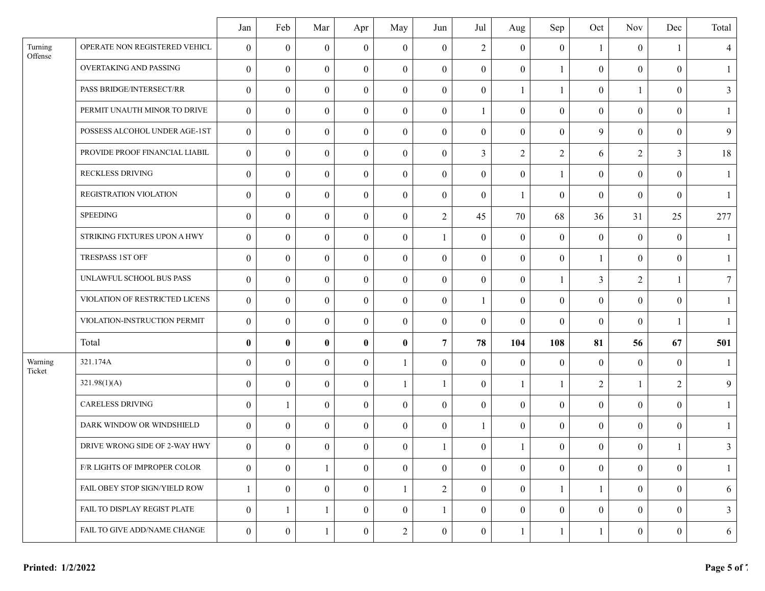| | | Jan | Feb | Mar | Apr | May | Jun | Jul | Aug | Sep | Oct | Nov | Dec | Total |
|---|---|---|---|---|---|---|---|---|---|---|---|---|---|---|
| Turning Offense | OPERATE NON REGISTERED VEHICL | 0 | 0 | 0 | 0 | 0 | 0 | 2 | 0 | 0 | 1 | 0 | 1 | 4 |
| | OVERTAKING AND PASSING | 0 | 0 | 0 | 0 | 0 | 0 | 0 | 0 | 1 | 0 | 0 | 0 | 1 |
| | PASS BRIDGE/INTERSECT/RR | 0 | 0 | 0 | 0 | 0 | 0 | 0 | 1 | 1 | 0 | 1 | 0 | 3 |
| | PERMIT UNAUTH MINOR TO DRIVE | 0 | 0 | 0 | 0 | 0 | 0 | 1 | 0 | 0 | 0 | 0 | 0 | 1 |
| | POSSESS ALCOHOL UNDER AGE-1ST | 0 | 0 | 0 | 0 | 0 | 0 | 0 | 0 | 0 | 9 | 0 | 0 | 9 |
| | PROVIDE PROOF FINANCIAL LIABIL | 0 | 0 | 0 | 0 | 0 | 0 | 3 | 2 | 2 | 6 | 2 | 3 | 18 |
| | RECKLESS DRIVING | 0 | 0 | 0 | 0 | 0 | 0 | 0 | 0 | 1 | 0 | 0 | 0 | 1 |
| | REGISTRATION VIOLATION | 0 | 0 | 0 | 0 | 0 | 0 | 0 | 1 | 0 | 0 | 0 | 0 | 1 |
| | SPEEDING | 0 | 0 | 0 | 0 | 0 | 2 | 45 | 70 | 68 | 36 | 31 | 25 | 277 |
| | STRIKING FIXTURES UPON A HWY | 0 | 0 | 0 | 0 | 0 | 1 | 0 | 0 | 0 | 0 | 0 | 0 | 1 |
| | TRESPASS 1ST OFF | 0 | 0 | 0 | 0 | 0 | 0 | 0 | 0 | 0 | 1 | 0 | 0 | 1 |
| | UNLAWFUL SCHOOL BUS PASS | 0 | 0 | 0 | 0 | 0 | 0 | 0 | 0 | 1 | 3 | 2 | 1 | 7 |
| | VIOLATION OF RESTRICTED LICENS | 0 | 0 | 0 | 0 | 0 | 0 | 1 | 0 | 0 | 0 | 0 | 0 | 1 |
| | VIOLATION-INSTRUCTION PERMIT | 0 | 0 | 0 | 0 | 0 | 0 | 0 | 0 | 0 | 0 | 0 | 1 | 1 |
| | Total | **0** | **0** | **0** | **0** | **0** | **7** | **78** | **104** | **108** | **81** | **56** | **67** | **501** |
| Warning Ticket | 321.174A | 0 | 0 | 0 | 0 | 1 | 0 | 0 | 0 | 0 | 0 | 0 | 0 | 1 |
| | 321.98(1)(A) | 0 | 0 | 0 | 0 | 1 | 1 | 0 | 1 | 1 | 2 | 1 | 2 | 9 |
| | CARELESS DRIVING | 0 | 1 | 0 | 0 | 0 | 0 | 0 | 0 | 0 | 0 | 0 | 0 | 1 |
| | DARK WINDOW OR WINDSHIELD | 0 | 0 | 0 | 0 | 0 | 0 | 1 | 0 | 0 | 0 | 0 | 0 | 1 |
| | DRIVE WRONG SIDE OF 2-WAY HWY | 0 | 0 | 0 | 0 | 0 | 1 | 0 | 1 | 0 | 0 | 0 | 1 | 3 |
| | F/R LIGHTS OF IMPROPER COLOR | 0 | 0 | 1 | 0 | 0 | 0 | 0 | 0 | 0 | 0 | 0 | 0 | 1 |
| | FAIL OBEY STOP SIGN/YIELD ROW | 1 | 0 | 0 | 0 | 1 | 2 | 0 | 0 | 1 | 1 | 0 | 0 | 6 |
| | FAIL TO DISPLAY REGIST PLATE | 0 | 1 | 1 | 0 | 0 | 1 | 0 | 0 | 0 | 0 | 0 | 0 | 3 |
| | FAIL TO GIVE ADD/NAME CHANGE | 0 | 0 | 1 | 0 | 2 | 0 | 0 | 1 | 1 | 1 | 0 | 0 | 6 |

**Printed: 1/2/2022**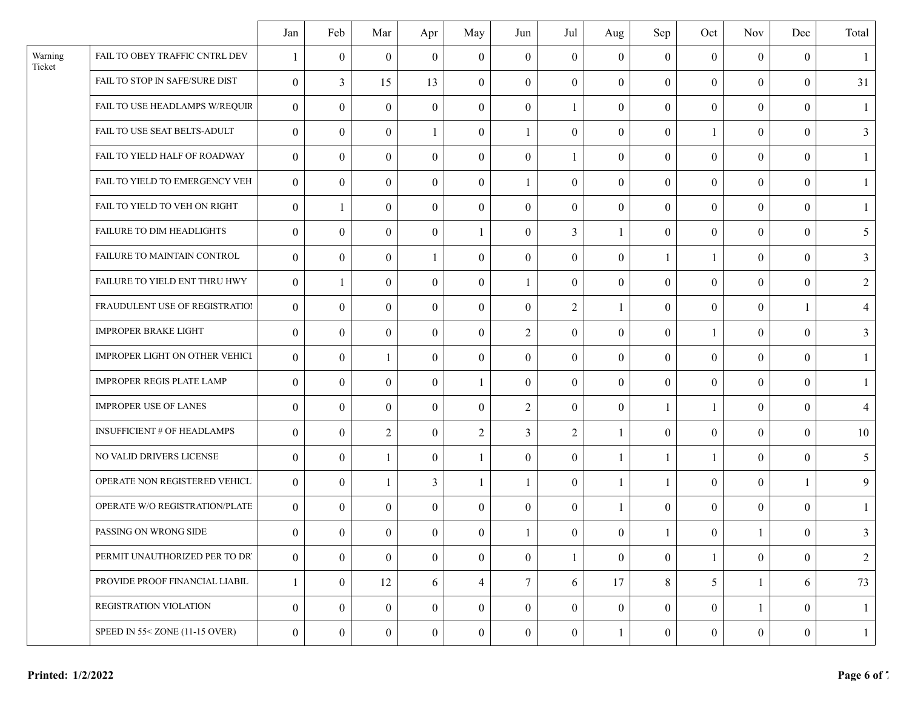| | | Jan | Feb | Mar | Apr | May | Jun | Jul | Aug | Sep | Oct | Nov | Dec | Total |
|---|---|---|---|---|---|---|---|---|---|---|---|---|---|---|
| Warning Ticket | FAIL TO OBEY TRAFFIC CNTRL DEV | 1 | 0 | 0 | 0 | 0 | 0 | 0 | 0 | 0 | 0 | 0 | 0 | 1 |
| | FAIL TO STOP IN SAFE/SURE DIST | 0 | 3 | 15 | 13 | 0 | 0 | 0 | 0 | 0 | 0 | 0 | 0 | 31 |
| | FAIL TO USE HEADLAMPS W/REQUIR | 0 | 0 | 0 | 0 | 0 | 0 | 1 | 0 | 0 | 0 | 0 | 0 | 1 |
| | FAIL TO USE SEAT BELTS-ADULT | 0 | 0 | 0 | 1 | 0 | 1 | 0 | 0 | 0 | 1 | 0 | 0 | 3 |
| | FAIL TO YIELD HALF OF ROADWAY | 0 | 0 | 0 | 0 | 0 | 0 | 1 | 0 | 0 | 0 | 0 | 0 | 1 |
| | FAIL TO YIELD TO EMERGENCY VEH | 0 | 0 | 0 | 0 | 0 | 1 | 0 | 0 | 0 | 0 | 0 | 0 | 1 |
| | FAIL TO YIELD TO VEH ON RIGHT | 0 | 1 | 0 | 0 | 0 | 0 | 0 | 0 | 0 | 0 | 0 | 0 | 1 |
| | FAILURE TO DIM HEADLIGHTS | 0 | 0 | 0 | 0 | 1 | 0 | 3 | 1 | 0 | 0 | 0 | 0 | 5 |
| | FAILURE TO MAINTAIN CONTROL | 0 | 0 | 0 | 1 | 0 | 0 | 0 | 0 | 1 | 1 | 0 | 0 | 3 |
| | FAILURE TO YIELD ENT THRU HWY | 0 | 1 | 0 | 0 | 0 | 1 | 0 | 0 | 0 | 0 | 0 | 0 | 2 |
| | FRAUDULENT USE OF REGISTRATIOI | 0 | 0 | 0 | 0 | 0 | 0 | 2 | 1 | 0 | 0 | 0 | 1 | 4 |
| | IMPROPER BRAKE LIGHT | 0 | 0 | 0 | 0 | 0 | 2 | 0 | 0 | 0 | 1 | 0 | 0 | 3 |
| | IMPROPER LIGHT ON OTHER VEHICL | 0 | 0 | 1 | 0 | 0 | 0 | 0 | 0 | 0 | 0 | 0 | 0 | 1 |
| | IMPROPER REGIS PLATE LAMP | 0 | 0 | 0 | 0 | 1 | 0 | 0 | 0 | 0 | 0 | 0 | 0 | 1 |
| | IMPROPER USE OF LANES | 0 | 0 | 0 | 0 | 0 | 2 | 0 | 0 | 1 | 1 | 0 | 0 | 4 |
| | INSUFFICIENT # OF HEADLAMPS | 0 | 0 | 2 | 0 | 2 | 3 | 2 | 1 | 0 | 0 | 0 | 0 | 10 |
| | NO VALID DRIVERS LICENSE | 0 | 0 | 1 | 0 | 1 | 0 | 0 | 1 | 1 | 1 | 0 | 0 | 5 |
| | OPERATE NON REGISTERED VEHICL | 0 | 0 | 1 | 3 | 1 | 1 | 0 | 1 | 1 | 0 | 0 | 1 | 9 |
| | OPERATE W/O REGISTRATION/PLATE | 0 | 0 | 0 | 0 | 0 | 0 | 0 | 1 | 0 | 0 | 0 | 0 | 1 |
| | PASSING ON WRONG SIDE | 0 | 0 | 0 | 0 | 0 | 1 | 0 | 0 | 1 | 0 | 1 | 0 | 3 |
| | PERMIT UNAUTHORIZED PER TO DR | 0 | 0 | 0 | 0 | 0 | 0 | 1 | 0 | 0 | 1 | 0 | 0 | 2 |
| | PROVIDE PROOF FINANCIAL LIABIL | 1 | 0 | 12 | 6 | 4 | 7 | 6 | 17 | 8 | 5 | 1 | 6 | 73 |
| | REGISTRATION VIOLATION | 0 | 0 | 0 | 0 | 0 | 0 | 0 | 0 | 0 | 0 | 1 | 0 | 1 |
| | SPEED IN 55< ZONE (11-15 OVER) | 0 | 0 | 0 | 0 | 0 | 0 | 0 | 1 | 0 | 0 | 0 | 0 | 1 |

**Printed: 1/2/2022**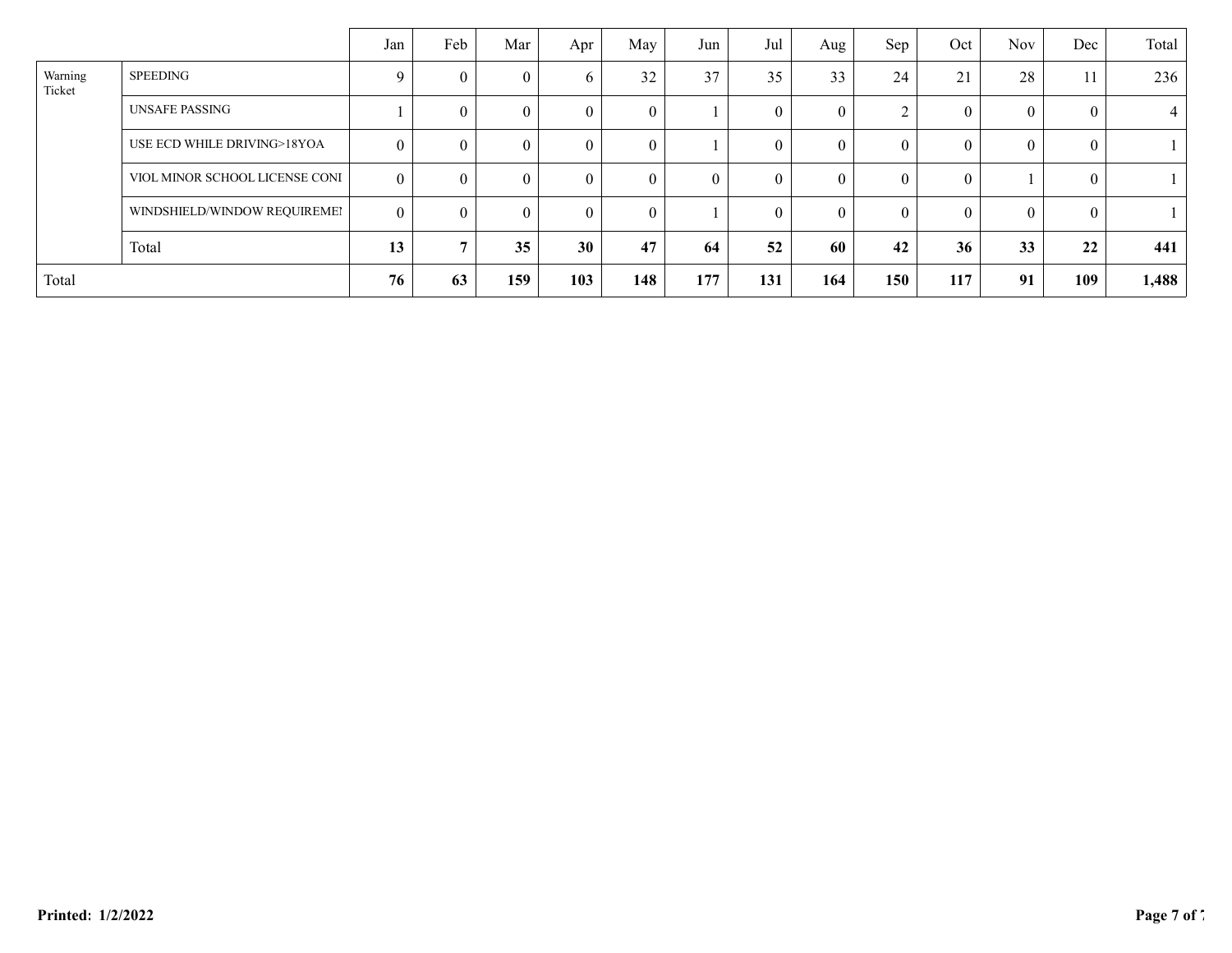| | | Jan | Feb | Mar | Apr | May | Jun | Jul | Aug | Sep | Oct | Nov | Dec | Total |
|---|---|---|---|---|---|---|---|---|---|---|---|---|---|---|
| Warning Ticket | SPEEDING | 9 | 0 | 0 | 6 | 32 | 37 | 35 | 33 | 24 | 21 | 28 | 11 | 236 |
| | UNSAFE PASSING | 1 | 0 | 0 | 0 | 0 | 1 | 0 | 0 | 2 | 0 | 0 | 0 | 4 |
| | USE ECD WHILE DRIVING>18YOA | 0 | 0 | 0 | 0 | 0 | 1 | 0 | 0 | 0 | 0 | 0 | 0 | 1 |
| | VIOL MINOR SCHOOL LICENSE CONI | 0 | 0 | 0 | 0 | 0 | 0 | 0 | 0 | 0 | 0 | 1 | 0 | 1 |
| | WINDSHIELD/WINDOW REQUIREMEI | 0 | 0 | 0 | 0 | 0 | 1 | 0 | 0 | 0 | 0 | 0 | 0 | 1 |
| | Total | **13** | **7** | **35** | **30** | **47** | **64** | **52** | **60** | **42** | **36** | **33** | **22** | **441** |
| Total | | **76** | **63** | **159** | **103** | **148** | **177** | **131** | **164** | **150** | **117** | **91** | **109** | **1,488** |

**Printed: 1/2/2022**